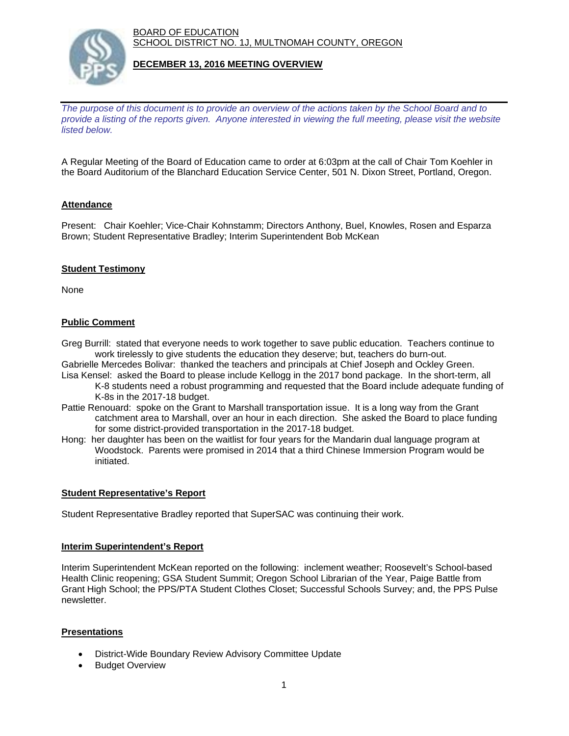BOARD OF EDUCATION
SCHOOL DISTRICT NO. 1J, MULTNOMAH COUNTY, OREGON

## DECEMBER 13, 2016 MEETING OVERVIEW

*The purpose of this document is to provide an overview of the actions taken by the School Board and to provide a listing of the reports given. Anyone interested in viewing the full meeting, please visit the website listed below.*

A Regular Meeting of the Board of Education came to order at 6:03pm at the call of Chair Tom Koehler in the Board Auditorium of the Blanchard Education Service Center, 501 N. Dixon Street, Portland, Oregon.

### Attendance

Present: Chair Koehler; Vice-Chair Kohnstamm; Directors Anthony, Buel, Knowles, Rosen and Esparza Brown; Student Representative Bradley; Interim Superintendent Bob McKean

### Student Testimony

None

### Public Comment

Greg Burrill: stated that everyone needs to work together to save public education. Teachers continue to work tirelessly to give students the education they deserve; but, teachers do burn-out.

Gabrielle Mercedes Bolivar: thanked the teachers and principals at Chief Joseph and Ockley Green.

Lisa Kensel: asked the Board to please include Kellogg in the 2017 bond package. In the short-term, all K-8 students need a robust programming and requested that the Board include adequate funding of K-8s in the 2017-18 budget.

Pattie Renouard: spoke on the Grant to Marshall transportation issue. It is a long way from the Grant catchment area to Marshall, over an hour in each direction. She asked the Board to place funding for some district-provided transportation in the 2017-18 budget.

Hong: her daughter has been on the waitlist for four years for the Mandarin dual language program at Woodstock. Parents were promised in 2014 that a third Chinese Immersion Program would be initiated.

### Student Representative's Report

Student Representative Bradley reported that SuperSAC was continuing their work.

### Interim Superintendent's Report

Interim Superintendent McKean reported on the following: inclement weather; Roosevelt's School-based Health Clinic reopening; GSA Student Summit; Oregon School Librarian of the Year, Paige Battle from Grant High School; the PPS/PTA Student Clothes Closet; Successful Schools Survey; and, the PPS Pulse newsletter.

### Presentations

- District-Wide Boundary Review Advisory Committee Update
- Budget Overview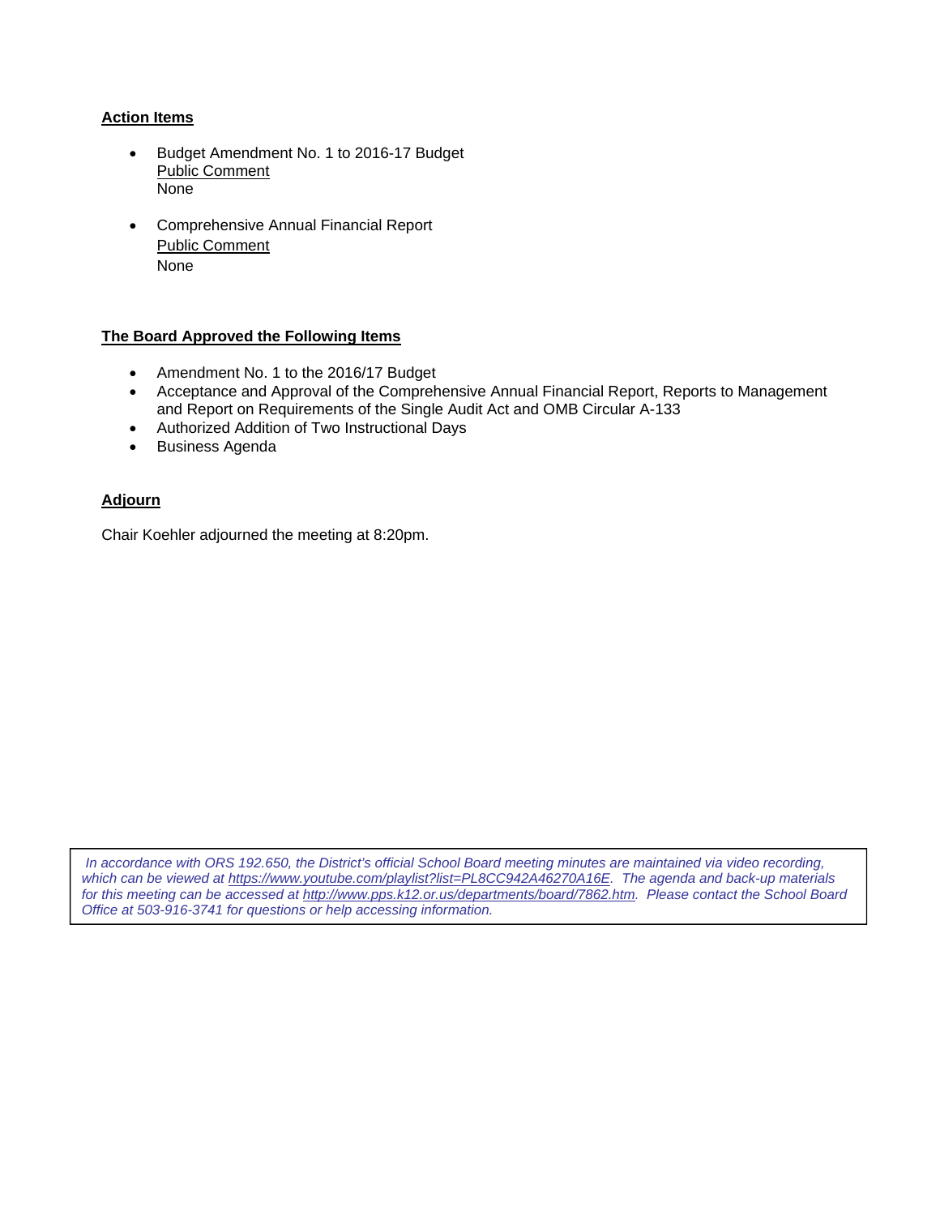**Action Items**

- Budget Amendment No. 1 to 2016-17 Budget
  Public Comment
  None

- Comprehensive Annual Financial Report
  Public Comment
  None

**The Board Approved the Following Items**

- Amendment No. 1 to the 2016/17 Budget
- Acceptance and Approval of the Comprehensive Annual Financial Report, Reports to Management and Report on Requirements of the Single Audit Act and OMB Circular A-133
- Authorized Addition of Two Instructional Days
- Business Agenda

**Adjourn**

Chair Koehler adjourned the meeting at 8:20pm.

*In accordance with ORS 192.650, the District's official School Board meeting minutes are maintained via video recording, which can be viewed at https://www.youtube.com/playlist?list=PL8CC942A46270A16E. The agenda and back-up materials for this meeting can be accessed at http://www.pps.k12.or.us/departments/board/7862.htm. Please contact the School Board Office at 503-916-3741 for questions or help accessing information.*